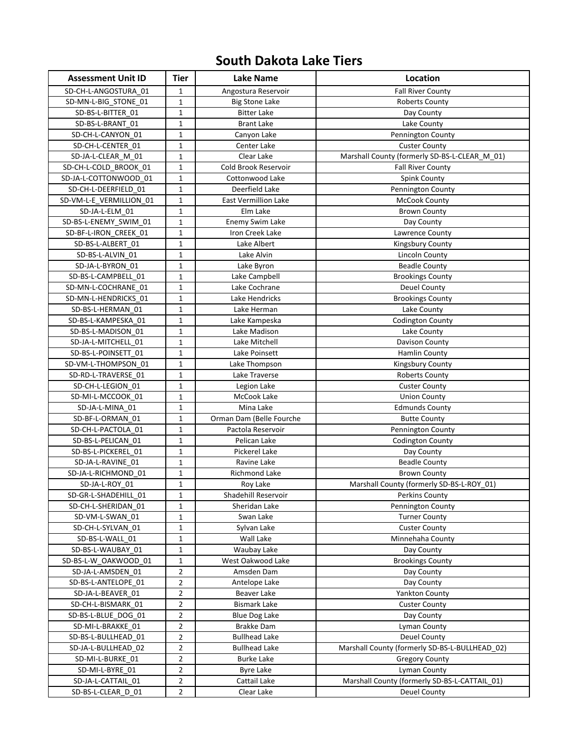# South Dakota Lake Tiers

| Assessment Unit ID | Tier | Lake Name | Location |
|---|---|---|---|
| SD-CH-L-ANGOSTURA_01 | 1 | Angostura Reservoir | Fall River County |
| SD-MN-L-BIG_STONE_01 | 1 | Big Stone Lake | Roberts County |
| SD-BS-L-BITTER_01 | 1 | Bitter Lake | Day County |
| SD-BS-L-BRANT_01 | 1 | Brant Lake | Lake County |
| SD-CH-L-CANYON_01 | 1 | Canyon Lake | Pennington County |
| SD-CH-L-CENTER_01 | 1 | Center Lake | Custer County |
| SD-JA-L-CLEAR_M_01 | 1 | Clear Lake | Marshall County (formerly SD-BS-L-CLEAR_M_01) |
| SD-CH-L-COLD_BROOK_01 | 1 | Cold Brook Reservoir | Fall River County |
| SD-JA-L-COTTONWOOD_01 | 1 | Cottonwood Lake | Spink County |
| SD-CH-L-DEERFIELD_01 | 1 | Deerfield Lake | Pennington County |
| SD-VM-L-E_VERMILLION_01 | 1 | East Vermillion Lake | McCook County |
| SD-JA-L-ELM_01 | 1 | Elm Lake | Brown County |
| SD-BS-L-ENEMY_SWIM_01 | 1 | Enemy Swim Lake | Day County |
| SD-BF-L-IRON_CREEK_01 | 1 | Iron Creek Lake | Lawrence County |
| SD-BS-L-ALBERT_01 | 1 | Lake Albert | Kingsbury County |
| SD-BS-L-ALVIN_01 | 1 | Lake Alvin | Lincoln County |
| SD-JA-L-BYRON_01 | 1 | Lake Byron | Beadle County |
| SD-BS-L-CAMPBELL_01 | 1 | Lake Campbell | Brookings County |
| SD-MN-L-COCHRANE_01 | 1 | Lake Cochrane | Deuel County |
| SD-MN-L-HENDRICKS_01 | 1 | Lake Hendricks | Brookings County |
| SD-BS-L-HERMAN_01 | 1 | Lake Herman | Lake County |
| SD-BS-L-KAMPESKA_01 | 1 | Lake Kampeska | Codington County |
| SD-BS-L-MADISON_01 | 1 | Lake Madison | Lake County |
| SD-JA-L-MITCHELL_01 | 1 | Lake Mitchell | Davison County |
| SD-BS-L-POINSETT_01 | 1 | Lake Poinsett | Hamlin County |
| SD-VM-L-THOMPSON_01 | 1 | Lake Thompson | Kingsbury County |
| SD-RD-L-TRAVERSE_01 | 1 | Lake Traverse | Roberts County |
| SD-CH-L-LEGION_01 | 1 | Legion Lake | Custer County |
| SD-MI-L-MCCOOK_01 | 1 | McCook Lake | Union County |
| SD-JA-L-MINA_01 | 1 | Mina Lake | Edmunds County |
| SD-BF-L-ORMAN_01 | 1 | Orman Dam (Belle Fourche | Butte County |
| SD-CH-L-PACTOLA_01 | 1 | Pactola Reservoir | Pennington County |
| SD-BS-L-PELICAN_01 | 1 | Pelican Lake | Codington County |
| SD-BS-L-PICKEREL_01 | 1 | Pickerel Lake | Day County |
| SD-JA-L-RAVINE_01 | 1 | Ravine Lake | Beadle County |
| SD-JA-L-RICHMOND_01 | 1 | Richmond Lake | Brown County |
| SD-JA-L-ROY_01 | 1 | Roy Lake | Marshall County (formerly SD-BS-L-ROY_01) |
| SD-GR-L-SHADEHILL_01 | 1 | Shadehill Reservoir | Perkins County |
| SD-CH-L-SHERIDAN_01 | 1 | Sheridan Lake | Pennington County |
| SD-VM-L-SWAN_01 | 1 | Swan Lake | Turner County |
| SD-CH-L-SYLVAN_01 | 1 | Sylvan Lake | Custer County |
| SD-BS-L-WALL_01 | 1 | Wall Lake | Minnehaha County |
| SD-BS-L-WAUBAY_01 | 1 | Waubay Lake | Day County |
| SD-BS-L-W_OAKWOOD_01 | 1 | West Oakwood Lake | Brookings County |
| SD-JA-L-AMSDEN_01 | 2 | Amsden Dam | Day County |
| SD-BS-L-ANTELOPE_01 | 2 | Antelope Lake | Day County |
| SD-JA-L-BEAVER_01 | 2 | Beaver Lake | Yankton County |
| SD-CH-L-BISMARK_01 | 2 | Bismark Lake | Custer County |
| SD-BS-L-BLUE_DOG_01 | 2 | Blue Dog Lake | Day County |
| SD-MI-L-BRAKKE_01 | 2 | Brakke Dam | Lyman County |
| SD-BS-L-BULLHEAD_01 | 2 | Bullhead Lake | Deuel County |
| SD-JA-L-BULLHEAD_02 | 2 | Bullhead Lake | Marshall County (formerly SD-BS-L-BULLHEAD_02) |
| SD-MI-L-BURKE_01 | 2 | Burke Lake | Gregory County |
| SD-MI-L-BYRE_01 | 2 | Byre Lake | Lyman County |
| SD-JA-L-CATTAIL_01 | 2 | Cattail Lake | Marshall County (formerly SD-BS-L-CATTAIL_01) |
| SD-BS-L-CLEAR_D_01 | 2 | Clear Lake | Deuel County |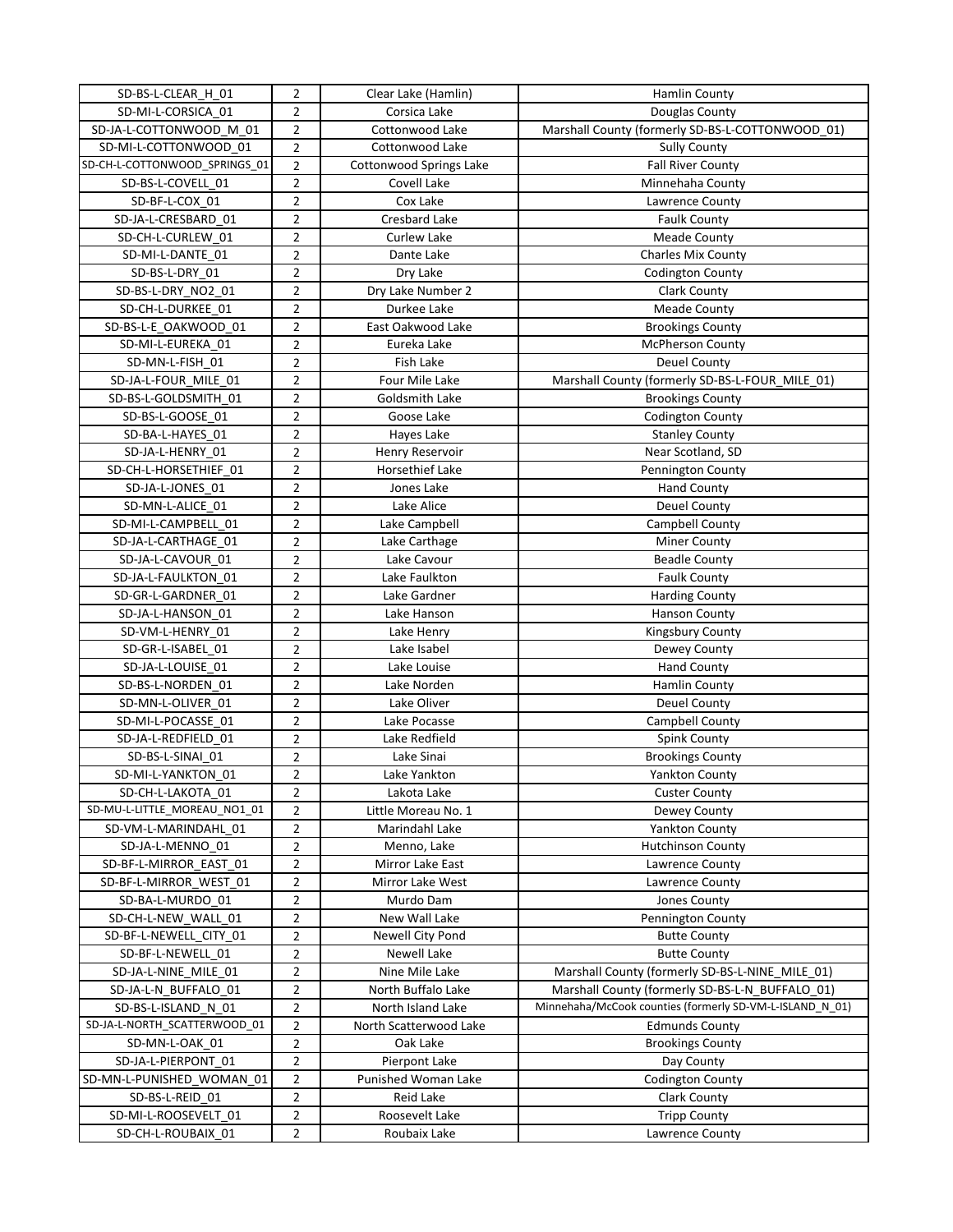| SD-BS-L-CLEAR_H_01 | 2 | Clear Lake (Hamlin) | Hamlin County |
|---|---|---|---|
| SD-MI-L-CORSICA_01 | 2 | Corsica Lake | Douglas County |
| SD-JA-L-COTTONWOOD_M_01 | 2 | Cottonwood Lake | Marshall County (formerly SD-BS-L-COTTONWOOD_01) |
| SD-MI-L-COTTONWOOD_01 | 2 | Cottonwood Lake | Sully County |
| SD-CH-L-COTTONWOOD_SPRINGS_01 | 2 | Cottonwood Springs Lake | Fall River County |
| SD-BS-L-COVELL_01 | 2 | Covell Lake | Minnehaha County |
| SD-BF-L-COX_01 | 2 | Cox Lake | Lawrence County |
| SD-JA-L-CRESBARD_01 | 2 | Cresbard Lake | Faulk County |
| SD-CH-L-CURLEW_01 | 2 | Curlew Lake | Meade County |
| SD-MI-L-DANTE_01 | 2 | Dante Lake | Charles Mix County |
| SD-BS-L-DRY_01 | 2 | Dry Lake | Codington County |
| SD-BS-L-DRY_NO2_01 | 2 | Dry Lake Number 2 | Clark County |
| SD-CH-L-DURKEE_01 | 2 | Durkee Lake | Meade County |
| SD-BS-L-E_OAKWOOD_01 | 2 | East Oakwood Lake | Brookings County |
| SD-MI-L-EUREKA_01 | 2 | Eureka Lake | McPherson County |
| SD-MN-L-FISH_01 | 2 | Fish Lake | Deuel County |
| SD-JA-L-FOUR_MILE_01 | 2 | Four Mile Lake | Marshall County (formerly SD-BS-L-FOUR_MILE_01) |
| SD-BS-L-GOLDSMITH_01 | 2 | Goldsmith Lake | Brookings County |
| SD-BS-L-GOOSE_01 | 2 | Goose Lake | Codington County |
| SD-BA-L-HAYES_01 | 2 | Hayes Lake | Stanley County |
| SD-JA-L-HENRY_01 | 2 | Henry Reservoir | Near Scotland, SD |
| SD-CH-L-HORSETHIEF_01 | 2 | Horsethief Lake | Pennington County |
| SD-JA-L-JONES_01 | 2 | Jones Lake | Hand County |
| SD-MN-L-ALICE_01 | 2 | Lake Alice | Deuel County |
| SD-MI-L-CAMPBELL_01 | 2 | Lake Campbell | Campbell County |
| SD-JA-L-CARTHAGE_01 | 2 | Lake Carthage | Miner County |
| SD-JA-L-CAVOUR_01 | 2 | Lake Cavour | Beadle County |
| SD-JA-L-FAULKTON_01 | 2 | Lake Faulkton | Faulk County |
| SD-GR-L-GARDNER_01 | 2 | Lake Gardner | Harding County |
| SD-JA-L-HANSON_01 | 2 | Lake Hanson | Hanson County |
| SD-VM-L-HENRY_01 | 2 | Lake Henry | Kingsbury County |
| SD-GR-L-ISABEL_01 | 2 | Lake Isabel | Dewey County |
| SD-JA-L-LOUISE_01 | 2 | Lake Louise | Hand County |
| SD-BS-L-NORDEN_01 | 2 | Lake Norden | Hamlin County |
| SD-MN-L-OLIVER_01 | 2 | Lake Oliver | Deuel County |
| SD-MI-L-POCASSE_01 | 2 | Lake Pocasse | Campbell County |
| SD-JA-L-REDFIELD_01 | 2 | Lake Redfield | Spink County |
| SD-BS-L-SINAI_01 | 2 | Lake Sinai | Brookings County |
| SD-MI-L-YANKTON_01 | 2 | Lake Yankton | Yankton County |
| SD-CH-L-LAKOTA_01 | 2 | Lakota Lake | Custer County |
| SD-MU-L-LITTLE_MOREAU_NO1_01 | 2 | Little Moreau No. 1 | Dewey County |
| SD-VM-L-MARINDAHL_01 | 2 | Marindahl Lake | Yankton County |
| SD-JA-L-MENNO_01 | 2 | Menno, Lake | Hutchinson County |
| SD-BF-L-MIRROR_EAST_01 | 2 | Mirror Lake East | Lawrence County |
| SD-BF-L-MIRROR_WEST_01 | 2 | Mirror Lake West | Lawrence County |
| SD-BA-L-MURDO_01 | 2 | Murdo Dam | Jones County |
| SD-CH-L-NEW_WALL_01 | 2 | New Wall Lake | Pennington County |
| SD-BF-L-NEWELL_CITY_01 | 2 | Newell City Pond | Butte County |
| SD-BF-L-NEWELL_01 | 2 | Newell Lake | Butte County |
| SD-JA-L-NINE_MILE_01 | 2 | Nine Mile Lake | Marshall County (formerly SD-BS-L-NINE_MILE_01) |
| SD-JA-L-N_BUFFALO_01 | 2 | North Buffalo Lake | Marshall County (formerly SD-BS-L-N_BUFFALO_01) |
| SD-BS-L-ISLAND_N_01 | 2 | North Island Lake | Minnehaha/McCook counties (formerly SD-VM-L-ISLAND_N_01) |
| SD-JA-L-NORTH_SCATTERWOOD_01 | 2 | North Scatterwood Lake | Edmunds County |
| SD-MN-L-OAK_01 | 2 | Oak Lake | Brookings County |
| SD-JA-L-PIERPONT_01 | 2 | Pierpont Lake | Day County |
| SD-MN-L-PUNISHED_WOMAN_01 | 2 | Punished Woman Lake | Codington County |
| SD-BS-L-REID_01 | 2 | Reid Lake | Clark County |
| SD-MI-L-ROOSEVELT_01 | 2 | Roosevelt Lake | Tripp County |
| SD-CH-L-ROUBAIX_01 | 2 | Roubaix Lake | Lawrence County |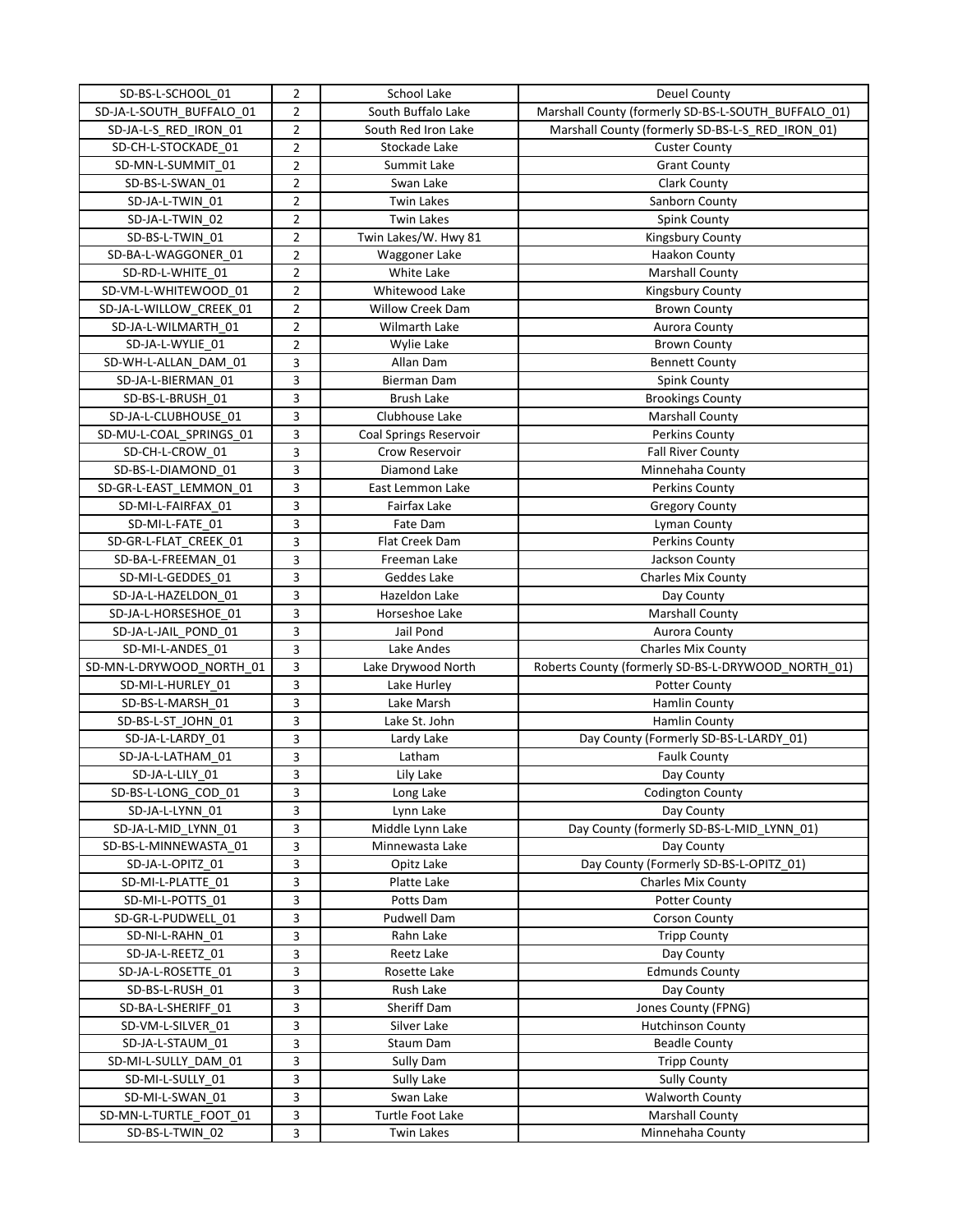| | | | |
|---|---|---|---|
| SD-BS-L-SCHOOL_01 | 2 | School Lake | Deuel County |
| SD-JA-L-SOUTH_BUFFALO_01 | 2 | South Buffalo Lake | Marshall County (formerly SD-BS-L-SOUTH_BUFFALO_01) |
| SD-JA-L-S_RED_IRON_01 | 2 | South Red Iron Lake | Marshall County (formerly SD-BS-L-S_RED_IRON_01) |
| SD-CH-L-STOCKADE_01 | 2 | Stockade Lake | Custer County |
| SD-MN-L-SUMMIT_01 | 2 | Summit Lake | Grant County |
| SD-BS-L-SWAN_01 | 2 | Swan Lake | Clark County |
| SD-JA-L-TWIN_01 | 2 | Twin Lakes | Sanborn County |
| SD-JA-L-TWIN_02 | 2 | Twin Lakes | Spink County |
| SD-BS-L-TWIN_01 | 2 | Twin Lakes/W. Hwy 81 | Kingsbury County |
| SD-BA-L-WAGGONER_01 | 2 | Waggoner Lake | Haakon County |
| SD-RD-L-WHITE_01 | 2 | White Lake | Marshall County |
| SD-VM-L-WHITEWOOD_01 | 2 | Whitewood Lake | Kingsbury County |
| SD-JA-L-WILLOW_CREEK_01 | 2 | Willow Creek Dam | Brown County |
| SD-JA-L-WILMARTH_01 | 2 | Wilmarth Lake | Aurora County |
| SD-JA-L-WYLIE_01 | 2 | Wylie Lake | Brown County |
| SD-WH-L-ALLAN_DAM_01 | 3 | Allan Dam | Bennett County |
| SD-JA-L-BIERMAN_01 | 3 | Bierman Dam | Spink County |
| SD-BS-L-BRUSH_01 | 3 | Brush Lake | Brookings County |
| SD-JA-L-CLUBHOUSE_01 | 3 | Clubhouse Lake | Marshall County |
| SD-MU-L-COAL_SPRINGS_01 | 3 | Coal Springs Reservoir | Perkins County |
| SD-CH-L-CROW_01 | 3 | Crow Reservoir | Fall River County |
| SD-BS-L-DIAMOND_01 | 3 | Diamond Lake | Minnehaha County |
| SD-GR-L-EAST_LEMMON_01 | 3 | East Lemmon Lake | Perkins County |
| SD-MI-L-FAIRFAX_01 | 3 | Fairfax Lake | Gregory County |
| SD-MI-L-FATE_01 | 3 | Fate Dam | Lyman County |
| SD-GR-L-FLAT_CREEK_01 | 3 | Flat Creek Dam | Perkins County |
| SD-BA-L-FREEMAN_01 | 3 | Freeman Lake | Jackson County |
| SD-MI-L-GEDDES_01 | 3 | Geddes Lake | Charles Mix County |
| SD-JA-L-HAZELDON_01 | 3 | Hazeldon Lake | Day County |
| SD-JA-L-HORSESHOE_01 | 3 | Horseshoe Lake | Marshall County |
| SD-JA-L-JAIL_POND_01 | 3 | Jail Pond | Aurora County |
| SD-MI-L-ANDES_01 | 3 | Lake Andes | Charles Mix County |
| SD-MN-L-DRYWOOD_NORTH_01 | 3 | Lake Drywood North | Roberts County (formerly SD-BS-L-DRYWOOD_NORTH_01) |
| SD-MI-L-HURLEY_01 | 3 | Lake Hurley | Potter County |
| SD-BS-L-MARSH_01 | 3 | Lake Marsh | Hamlin County |
| SD-BS-L-ST_JOHN_01 | 3 | Lake St. John | Hamlin County |
| SD-JA-L-LARDY_01 | 3 | Lardy Lake | Day County (Formerly SD-BS-L-LARDY_01) |
| SD-JA-L-LATHAM_01 | 3 | Latham | Faulk County |
| SD-JA-L-LILY_01 | 3 | Lily Lake | Day County |
| SD-BS-L-LONG_COD_01 | 3 | Long Lake | Codington County |
| SD-JA-L-LYNN_01 | 3 | Lynn Lake | Day County |
| SD-JA-L-MID_LYNN_01 | 3 | Middle Lynn Lake | Day County (formerly SD-BS-L-MID_LYNN_01) |
| SD-BS-L-MINNEWASTA_01 | 3 | Minnewasta Lake | Day County |
| SD-JA-L-OPITZ_01 | 3 | Opitz Lake | Day County (Formerly SD-BS-L-OPITZ_01) |
| SD-MI-L-PLATTE_01 | 3 | Platte Lake | Charles Mix County |
| SD-MI-L-POTTS_01 | 3 | Potts Dam | Potter County |
| SD-GR-L-PUDWELL_01 | 3 | Pudwell Dam | Corson County |
| SD-NI-L-RAHN_01 | 3 | Rahn Lake | Tripp County |
| SD-JA-L-REETZ_01 | 3 | Reetz Lake | Day County |
| SD-JA-L-ROSETTE_01 | 3 | Rosette Lake | Edmunds County |
| SD-BS-L-RUSH_01 | 3 | Rush Lake | Day County |
| SD-BA-L-SHERIFF_01 | 3 | Sheriff Dam | Jones County (FPNG) |
| SD-VM-L-SILVER_01 | 3 | Silver Lake | Hutchinson County |
| SD-JA-L-STAUM_01 | 3 | Staum Dam | Beadle County |
| SD-MI-L-SULLY_DAM_01 | 3 | Sully Dam | Tripp County |
| SD-MI-L-SULLY_01 | 3 | Sully Lake | Sully County |
| SD-MI-L-SWAN_01 | 3 | Swan Lake | Walworth County |
| SD-MN-L-TURTLE_FOOT_01 | 3 | Turtle Foot Lake | Marshall County |
| SD-BS-L-TWIN_02 | 3 | Twin Lakes | Minnehaha County |